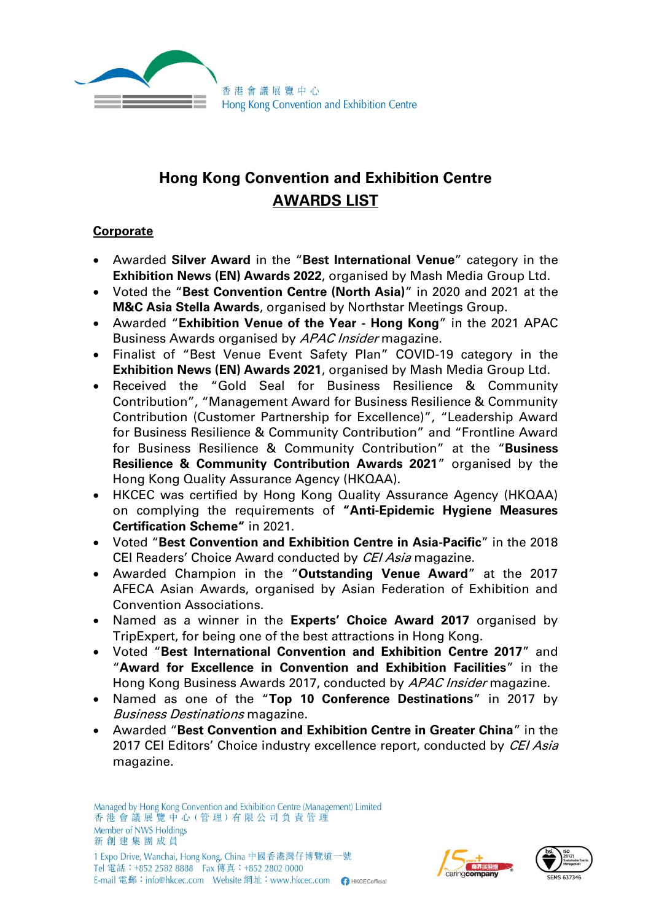香港會議展覽中心
Hong Kong Convention and Exhibition Centre

# Hong Kong Convention and Exhibition Centre
## AWARDS LIST

### Corporate

- Awarded **Silver Award** in the "**Best International Venue**" category in the **Exhibition News (EN) Awards 2022**, organised by Mash Media Group Ltd.
- Voted the "**Best Convention Centre (North Asia)**" in 2020 and 2021 at the **M&C Asia Stella Awards**, organised by Northstar Meetings Group.
- Awarded "**Exhibition Venue of the Year - Hong Kong**" in the 2021 APAC Business Awards organised by *APAC Insider* magazine.
- Finalist of "Best Venue Event Safety Plan" COVID-19 category in the **Exhibition News (EN) Awards 2021**, organised by Mash Media Group Ltd.
- Received the "Gold Seal for Business Resilience & Community Contribution", "Management Award for Business Resilience & Community Contribution (Customer Partnership for Excellence)", "Leadership Award for Business Resilience & Community Contribution" and "Frontline Award for Business Resilience & Community Contribution" at the "**Business Resilience & Community Contribution Awards 2021**" organised by the Hong Kong Quality Assurance Agency (HKQAA).
- HKCEC was certified by Hong Kong Quality Assurance Agency (HKQAA) on complying the requirements of **"Anti-Epidemic Hygiene Measures Certification Scheme"** in 2021.
- Voted "**Best Convention and Exhibition Centre in Asia-Pacific**" in the 2018 CEI Readers' Choice Award conducted by *CEI Asia* magazine.
- Awarded Champion in the "**Outstanding Venue Award**" at the 2017 AFECA Asian Awards, organised by Asian Federation of Exhibition and Convention Associations.
- Named as a winner in the **Experts' Choice Award 2017** organised by TripExpert, for being one of the best attractions in Hong Kong.
- Voted "**Best International Convention and Exhibition Centre 2017**" and "**Award for Excellence in Convention and Exhibition Facilities**" in the Hong Kong Business Awards 2017, conducted by *APAC Insider* magazine.
- Named as one of the "**Top 10 Conference Destinations**" in 2017 by *Business Destinations* magazine.
- Awarded "**Best Convention and Exhibition Centre in Greater China**" in the 2017 CEI Editors' Choice industry excellence report, conducted by *CEI Asia* magazine.

Managed by Hong Kong Convention and Exhibition Centre (Management) Limited
香港會議展覽中心(管理)有限公司負責管理
Member of NWS Holdings
新創建集團成員
1 Expo Drive, Wanchai, Hong Kong, China 中國香港灣仔博覽道一號
Tel 電話：+852 2582 8888 Fax 傳真：+852 2802 0000
E-mail 電郵：info@hkcec.com Website 網址：www.hkcec.com HKCECofficial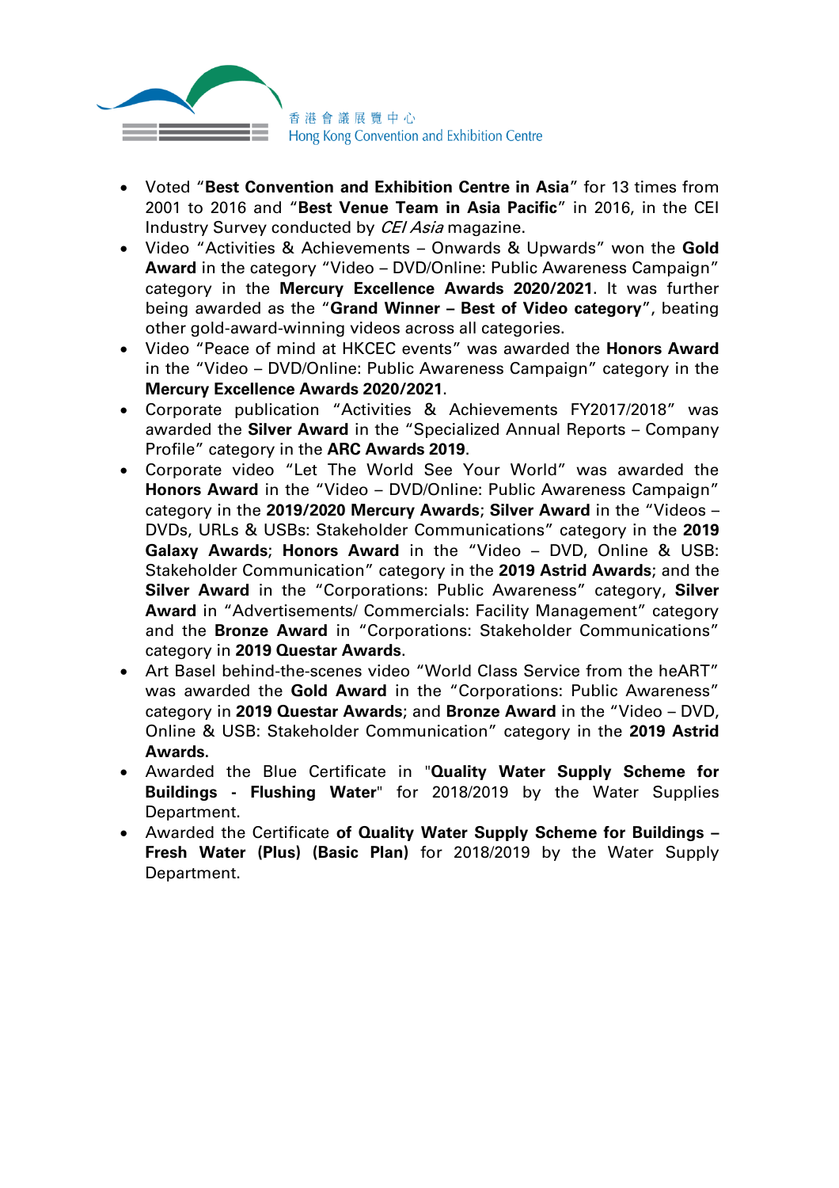- Voted "**Best Convention and Exhibition Centre in Asia**" for 13 times from 2001 to 2016 and "**Best Venue Team in Asia Pacific**" in 2016, in the CEI Industry Survey conducted by *CEI Asia* magazine.
- Video "Activities & Achievements – Onwards & Upwards" won the **Gold Award** in the category "Video – DVD/Online: Public Awareness Campaign" category in the **Mercury Excellence Awards 2020/2021**. It was further being awarded as the "**Grand Winner – Best of Video category**", beating other gold-award-winning videos across all categories.
- Video "Peace of mind at HKCEC events" was awarded the **Honors Award** in the "Video – DVD/Online: Public Awareness Campaign" category in the **Mercury Excellence Awards 2020/2021**.
- Corporate publication "Activities & Achievements FY2017/2018" was awarded the **Silver Award** in the "Specialized Annual Reports – Company Profile" category in the **ARC Awards 2019**.
- Corporate video "Let The World See Your World" was awarded the **Honors Award** in the "Video – DVD/Online: Public Awareness Campaign" category in the **2019/2020 Mercury Awards**; **Silver Award** in the "Videos – DVDs, URLs & USBs: Stakeholder Communications" category in the **2019 Galaxy Awards**; **Honors Award** in the "Video – DVD, Online & USB: Stakeholder Communication" category in the **2019 Astrid Awards**; and the **Silver Award** in the "Corporations: Public Awareness" category, **Silver Award** in "Advertisements/ Commercials: Facility Management" category and the **Bronze Award** in "Corporations: Stakeholder Communications" category in **2019 Questar Awards**.
- Art Basel behind-the-scenes video "World Class Service from the heART" was awarded the **Gold Award** in the "Corporations: Public Awareness" category in **2019 Questar Awards**; and **Bronze Award** in the "Video – DVD, Online & USB: Stakeholder Communication" category in the **2019 Astrid Awards.**
- Awarded the Blue Certificate in "**Quality Water Supply Scheme for Buildings - Flushing Water**" for 2018/2019 by the Water Supplies Department.
- Awarded the Certificate **of Quality Water Supply Scheme for Buildings – Fresh Water (Plus) (Basic Plan)** for 2018/2019 by the Water Supply Department.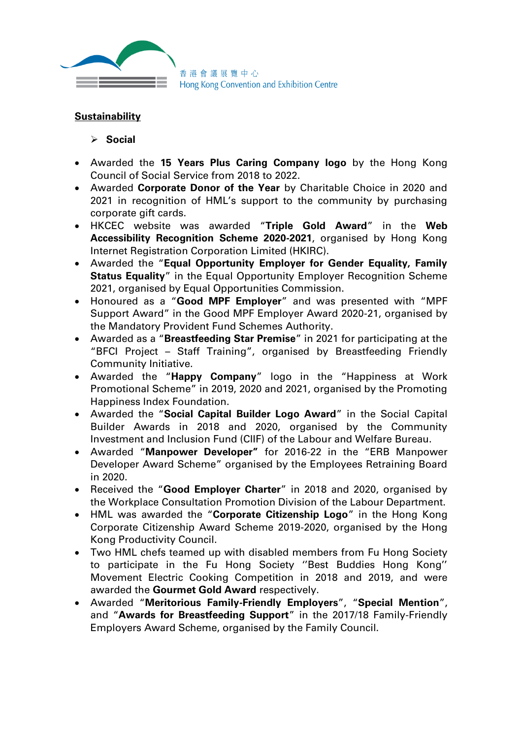**Sustainability**

- **Social**

- Awarded the **15 Years Plus Caring Company logo** by the Hong Kong Council of Social Service from 2018 to 2022.
- Awarded **Corporate Donor of the Year** by Charitable Choice in 2020 and 2021 in recognition of HML's support to the community by purchasing corporate gift cards.
- HKCEC website was awarded "**Triple Gold Award**" in the **Web Accessibility Recognition Scheme 2020-2021**, organised by Hong Kong Internet Registration Corporation Limited (HKIRC).
- Awarded the "**Equal Opportunity Employer for Gender Equality, Family Status Equality**" in the Equal Opportunity Employer Recognition Scheme 2021, organised by Equal Opportunities Commission.
- Honoured as a "**Good MPF Employer**" and was presented with "MPF Support Award" in the Good MPF Employer Award 2020-21, organised by the Mandatory Provident Fund Schemes Authority.
- Awarded as a "**Breastfeeding Star Premise**" in 2021 for participating at the "BFCI Project – Staff Training", organised by Breastfeeding Friendly Community Initiative.
- Awarded the "**Happy Company**" logo in the "Happiness at Work Promotional Scheme" in 2019, 2020 and 2021, organised by the Promoting Happiness Index Foundation.
- Awarded the "**Social Capital Builder Logo Award**" in the Social Capital Builder Awards in 2018 and 2020, organised by the Community Investment and Inclusion Fund (CIIF) of the Labour and Welfare Bureau.
- Awarded "**Manpower Developer"** for 2016-22 in the "ERB Manpower Developer Award Scheme" organised by the Employees Retraining Board in 2020.
- Received the "**Good Employer Charter**" in 2018 and 2020, organised by the Workplace Consultation Promotion Division of the Labour Department.
- HML was awarded the "**Corporate Citizenship Logo**" in the Hong Kong Corporate Citizenship Award Scheme 2019-2020, organised by the Hong Kong Productivity Council.
- Two HML chefs teamed up with disabled members from Fu Hong Society to participate in the Fu Hong Society ''Best Buddies Hong Kong'' Movement Electric Cooking Competition in 2018 and 2019, and were awarded the **Gourmet Gold Award** respectively.
- Awarded "**Meritorious Family-Friendly Employers**", "**Special Mention**", and "**Awards for Breastfeeding Support**" in the 2017/18 Family-Friendly Employers Award Scheme, organised by the Family Council.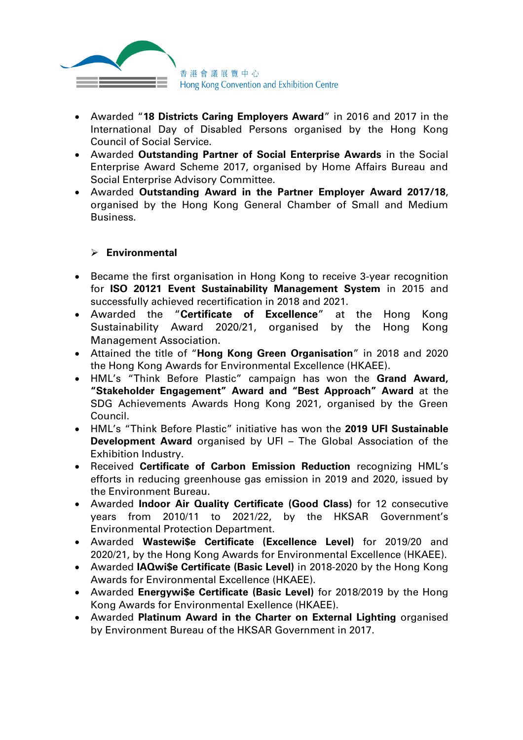- Awarded "**18 Districts Caring Employers Award**" in 2016 and 2017 in the International Day of Disabled Persons organised by the Hong Kong Council of Social Service.
- Awarded **Outstanding Partner of Social Enterprise Awards** in the Social Enterprise Award Scheme 2017, organised by Home Affairs Bureau and Social Enterprise Advisory Committee.
- Awarded **Outstanding Award in the Partner Employer Award 2017/18**, organised by the Hong Kong General Chamber of Small and Medium Business.

> **Environmental**

- Became the first organisation in Hong Kong to receive 3-year recognition for **ISO 20121 Event Sustainability Management System** in 2015 and successfully achieved recertification in 2018 and 2021.
- Awarded the "**Certificate of Excellence**" at the Hong Kong Sustainability Award 2020/21, organised by the Hong Kong Management Association.
- Attained the title of "**Hong Kong Green Organisation**" in 2018 and 2020 the Hong Kong Awards for Environmental Excellence (HKAEE).
- HML's "Think Before Plastic" campaign has won the **Grand Award, "Stakeholder Engagement" Award and "Best Approach" Award** at the SDG Achievements Awards Hong Kong 2021, organised by the Green Council.
- HML's "Think Before Plastic" initiative has won the **2019 UFI Sustainable Development Award** organised by UFI – The Global Association of the Exhibition Industry.
- Received **Certificate of Carbon Emission Reduction** recognizing HML's efforts in reducing greenhouse gas emission in 2019 and 2020, issued by the Environment Bureau.
- Awarded **Indoor Air Quality Certificate (Good Class)** for 12 consecutive years from 2010/11 to 2021/22, by the HKSAR Government's Environmental Protection Department.
- Awarded **Wastewi$e Certificate (Excellence Level)** for 2019/20 and 2020/21, by the Hong Kong Awards for Environmental Excellence (HKAEE).
- Awarded **IAQwi$e Certificate (Basic Level)** in 2018-2020 by the Hong Kong Awards for Environmental Excellence (HKAEE).
- Awarded **Energywi$e Certificate (Basic Level)** for 2018/2019 by the Hong Kong Awards for Environmental Exellence (HKAEE).
- Awarded **Platinum Award in the Charter on External Lighting** organised by Environment Bureau of the HKSAR Government in 2017.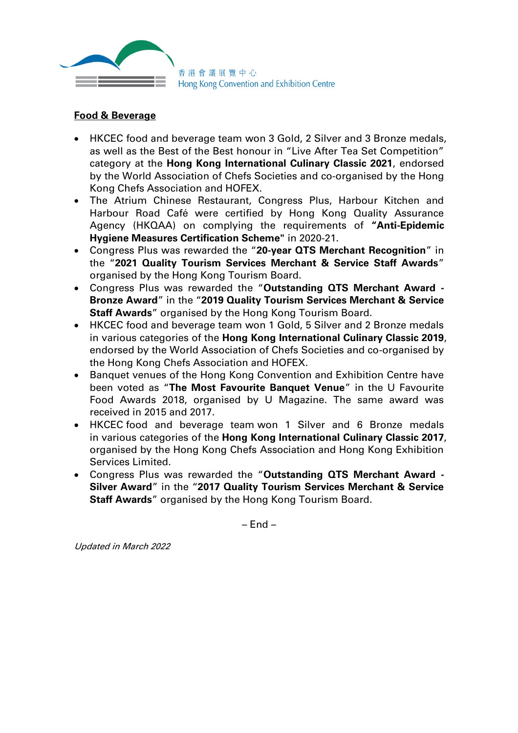**Food & Beverage**

- HKCEC food and beverage team won 3 Gold, 2 Silver and 3 Bronze medals, as well as the Best of the Best honour in "Live After Tea Set Competition" category at the **Hong Kong International Culinary Classic 2021**, endorsed by the World Association of Chefs Societies and co-organised by the Hong Kong Chefs Association and HOFEX.
- The Atrium Chinese Restaurant, Congress Plus, Harbour Kitchen and Harbour Road Café were certified by Hong Kong Quality Assurance Agency (HKQAA) on complying the requirements of **"Anti-Epidemic Hygiene Measures Certification Scheme"** in 2020-21.
- Congress Plus was rewarded the "**20-year QTS Merchant Recognition**" in the "**2021 Quality Tourism Services Merchant & Service Staff Awards**" organised by the Hong Kong Tourism Board.
- Congress Plus was rewarded the "**Outstanding QTS Merchant Award - Bronze Award**" in the "**2019 Quality Tourism Services Merchant & Service Staff Awards**" organised by the Hong Kong Tourism Board.
- HKCEC food and beverage team won 1 Gold, 5 Silver and 2 Bronze medals in various categories of the **Hong Kong International Culinary Classic 2019**, endorsed by the World Association of Chefs Societies and co-organised by the Hong Kong Chefs Association and HOFEX.
- Banquet venues of the Hong Kong Convention and Exhibition Centre have been voted as "**The Most Favourite Banquet Venue**" in the U Favourite Food Awards 2018, organised by U Magazine. The same award was received in 2015 and 2017.
- HKCEC food and beverage team won 1 Silver and 6 Bronze medals in various categories of the **Hong Kong International Culinary Classic 2017**, organised by the Hong Kong Chefs Association and Hong Kong Exhibition Services Limited.
- Congress Plus was rewarded the "**Outstanding QTS Merchant Award - Silver Award**" in the "**2017 Quality Tourism Services Merchant & Service Staff Awards**" organised by the Hong Kong Tourism Board.

– End –

*Updated in March 2022*